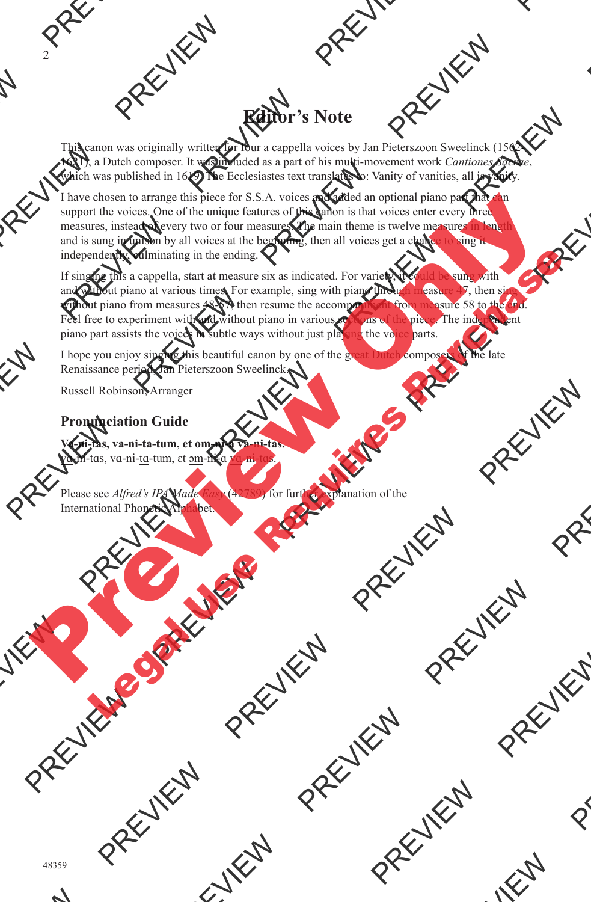# Editor's Note

This canon was originally written for four a cappella voices by Jan Pieterszoon Sweelinck (1562–1621), a Dutch composer. It was included as a part of his multi-movement work *Cantiones Sacrae*, which was published in 1619. The Ecclesiastes text translates to: Vanity of vanities, all is vanity.

I have chosen to arrange this piece for S.S.A. voices and added an optional piano part that can support the voices. One of the unique features of this canon is that voices enter every three measures, instead of every two or four measures. The main theme is twelve measures in length and is sung in unison by all voices at the beginning, then all voices get a chance to sing it independently, culminating in the ending.

If singing this a cappella, start at measure six as indicated. For variety, it could be sung with and without piano at various times. For example, sing with piano through measure 47, then sing without piano from measures 48-57, then resume the accompaniment from measure 58 to the end. Feel free to experiment with and without piano in various sections of the piece. The independent piano part assists the voices in subtle ways without just playing the voice parts.

I hope you enjoy singing this beautiful canon by one of the great Dutch composers of the late Renaissance period, Jan Pieterszoon Sweelinck.

Russell Robinson, Arranger

## Pronunciation Guide

**Va-ni-tas, va-ni-ta-tum, et om-ni-a va-ni-tas.**
vɑ-ni-tɑs, vɑ-ni-tɑ-tum, ɛt ɔm-ni-ɑ vɑ-ni-tɑs.

Please see *Alfred's IPA Made Easy* (42789) for further explanation of the International Phonetic Alphabet.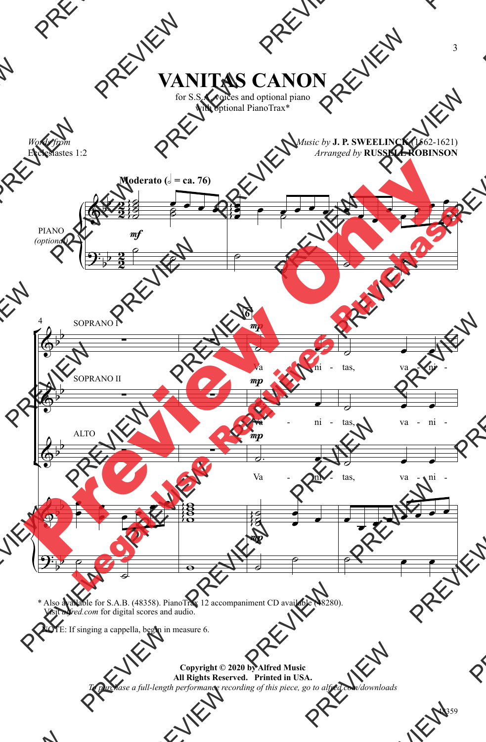# VANITAS CANON

for S.S.A. voices and optional piano
with optional PianoTrax*

*Words from*
Ecclesiastes 1:2

*Music by* **J. P. SWEELINCK** (1562-1621)
*Arranged by* **RUSSELL ROBINSON**

**Moderato** (𝅗𝅥 = ca. 76)

PIANO *(optional)*

SOPRANO I

SOPRANO II

ALTO

Va - ni - tas, va - ni -

\* Also available for S.A.B. (48358). PianoTrax 12 accompaniment CD available (48280).
Visit *alfred.com* for digital scores and audio.

NOTE: If singing a cappella, begin in measure 6.

**Copyright © 2020 by Alfred Music**
**All Rights Reserved. Printed in USA.**
*To purchase a full-length performance recording of this piece, go to alfred.com/downloads*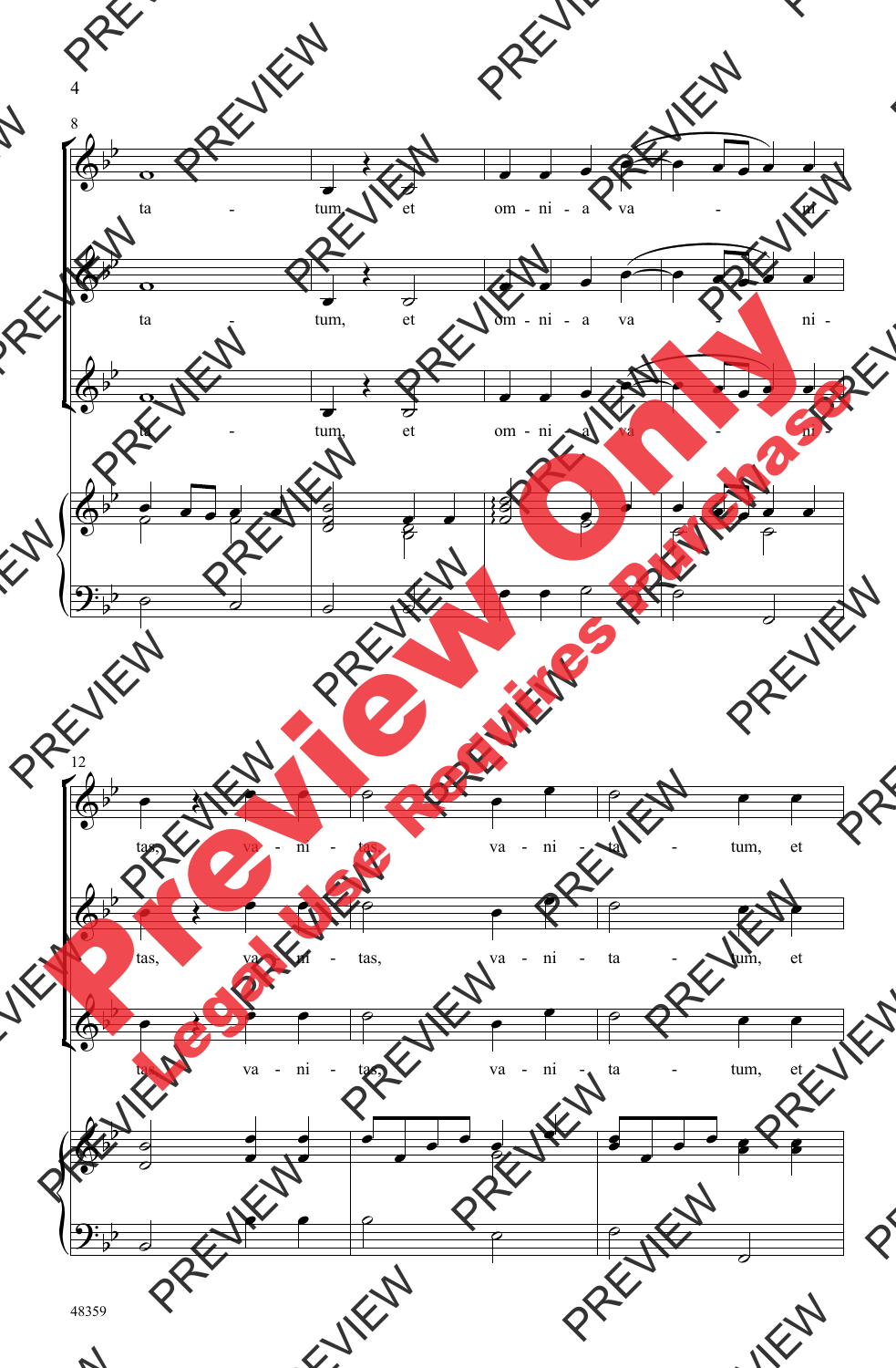ta - tum, et om - ni - a va - ni -

ta - tum, et om - ni - a va - ni -

ta - tum, et om - ni - a va - ni -

tas, va - ni - tas, va - ni - ta - tum, et

tas, va - ni - tas, va - ni - ta - tum, et

tas, va - ni - tas, va - ni - ta - tum, et

48359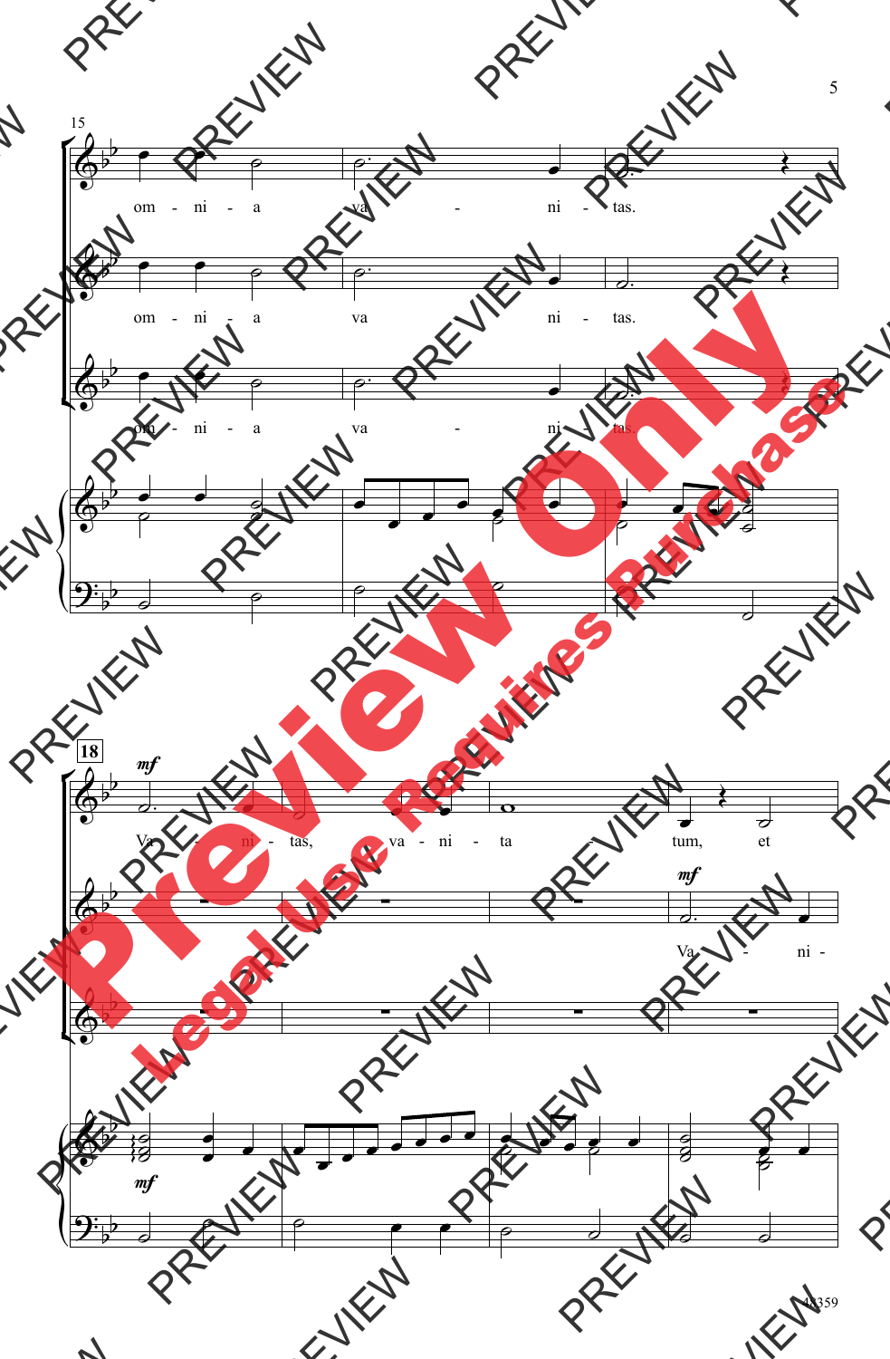om - ni - a va - ni - tas.

om - ni - a va ni - tas.

om - ni - a va - ni - tas.

**18**

*mf*

Va - ni - tas, va - ni - ta - tum, et

*mf*

Va - ni -

*mf*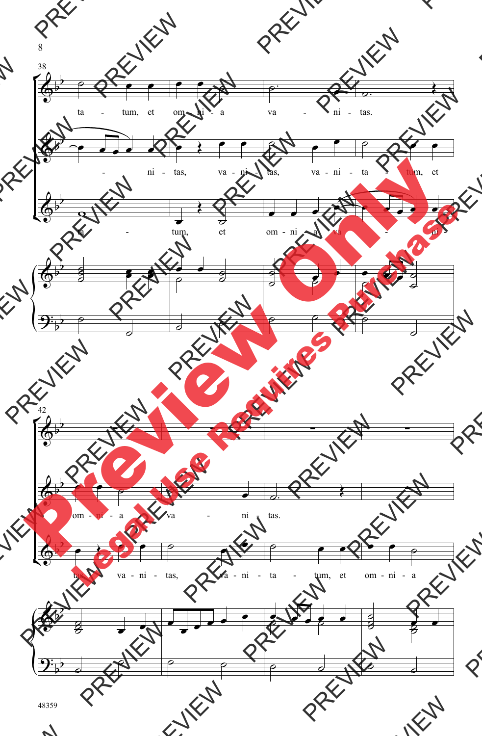38

ta - tum, et om - ni - a va - ni - tas.

- ni - tas, va - ni - tas, va - ni - ta - tum, et

ta - tum, et om - ni - a va - - ni -

42

om - ni - a va - ni - tas.

tas, va - ni - tas, va - ni - ta - tum, et om - ni - a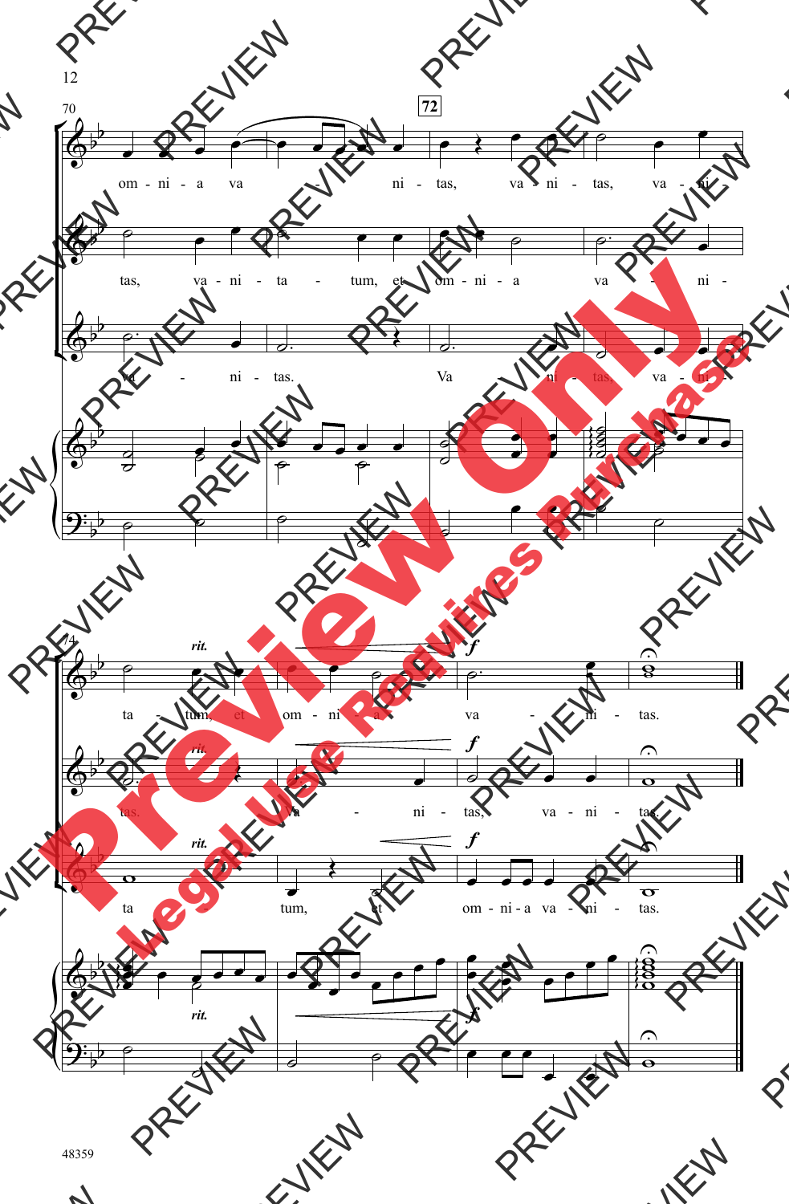70

72

om - ni - a va - ni - tas, va - ni - tas, va - ni -

tas, va - ni - ta - tum, et om - ni - a va - ni -

va - ni - tas. Va - ni - tas, va - ni -

74

*rit.*

*f*

ta - tum, et om - ni - a va - ni - tas.

tas. Va - ni - tas, va - ni - tas.

ta - tum, et om - ni - a va - ni - tas.

48359